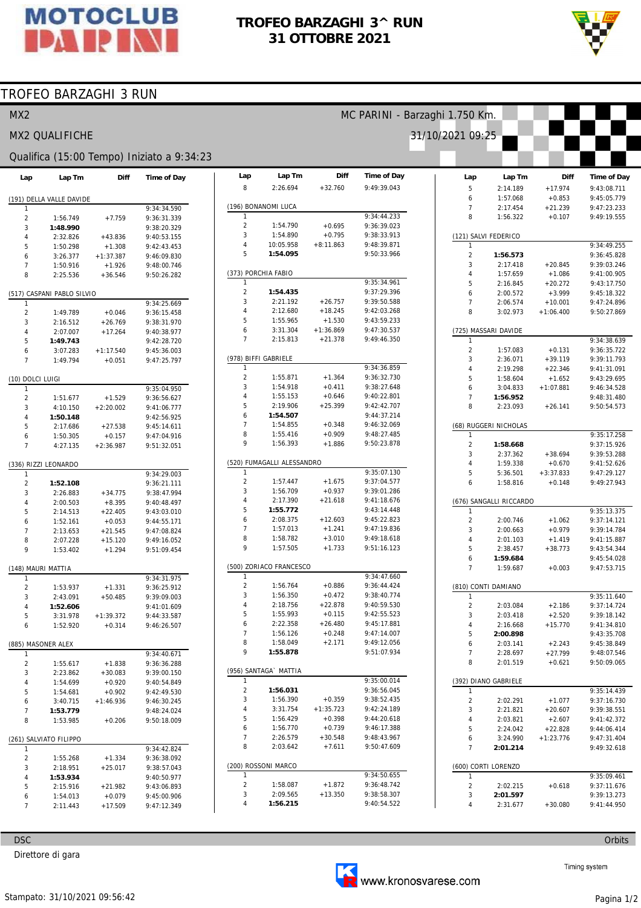# TROFEO BARZAGHI 3^ RUN
# 31 OTTOBRE 2021

## TROFEO BARZAGHI 3 RUN

MX2 — MC PARINI - Barzaghi 1.750 Km.

MX2 QUALIFICHE — 31/10/2021 09:25

Qualifica (15:00 Tempo) Iniziato a 9:34:23

### (191) DELLA VALLE DAVIDE

| Lap | Lap Tm | Diff | Time of Day |
|---|---|---|---|
| 1 | | | 9:34:34.590 |
| 2 | 1:56.749 | +7.759 | 9:36:31.339 |
| 3 | **1:48.990** | | 9:38:20.329 |
| 4 | 2:32.826 | +43.836 | 9:40:53.155 |
| 5 | 1:50.298 | +1.308 | 9:42:43.453 |
| 6 | 3:26.377 | +1:37.387 | 9:46:09.830 |
| 7 | 1:50.916 | +1.926 | 9:48:00.746 |
| 8 | 2:25.536 | +36.546 | 9:50:26.282 |

### (517) CASPANI PABLO SILVIO

| Lap | Lap Tm | Diff | Time of Day |
|---|---|---|---|
| 1 | | | 9:34:25.669 |
| 2 | 1:49.789 | +0.046 | 9:36:15.458 |
| 3 | 2:16.512 | +26.769 | 9:38:31.970 |
| 4 | 2:07.007 | +17.264 | 9:40:38.977 |
| 5 | **1:49.743** | | 9:42:28.720 |
| 6 | 3:07.283 | +1:17.540 | 9:45:36.003 |
| 7 | 1:49.794 | +0.051 | 9:47:25.797 |

### (10) DOLCI LUIGI

| Lap | Lap Tm | Diff | Time of Day |
|---|---|---|---|
| 1 | | | 9:35:04.950 |
| 2 | 1:51.677 | +1.529 | 9:36:56.627 |
| 3 | 4:10.150 | +2:20.002 | 9:41:06.777 |
| 4 | **1:50.148** | | 9:42:56.925 |
| 5 | 2:17.686 | +27.538 | 9:45:14.611 |
| 6 | 1:50.305 | +0.157 | 9:47:04.916 |
| 7 | 4:27.135 | +2:36.987 | 9:51:32.051 |

### (336) RIZZI LEONARDO

| Lap | Lap Tm | Diff | Time of Day |
|---|---|---|---|
| 1 | | | 9:34:29.003 |
| 2 | **1:52.108** | | 9:36:21.111 |
| 3 | 2:26.883 | +34.775 | 9:38:47.994 |
| 4 | 2:00.503 | +8.395 | 9:40:48.497 |
| 5 | 2:14.513 | +22.405 | 9:43:03.010 |
| 6 | 1:52.161 | +0.053 | 9:44:55.171 |
| 7 | 2:13.653 | +21.545 | 9:47:08.824 |
| 8 | 2:07.228 | +15.120 | 9:49:16.052 |
| 9 | 1:53.402 | +1.294 | 9:51:09.454 |

### (148) MAURI MATTIA

| Lap | Lap Tm | Diff | Time of Day |
|---|---|---|---|
| 1 | | | 9:34:31.975 |
| 2 | 1:53.937 | +1.331 | 9:36:25.912 |
| 3 | 2:43.091 | +50.485 | 9:39:09.003 |
| 4 | **1:52.606** | | 9:41:01.609 |
| 5 | 3:31.978 | +1:39.372 | 9:44:33.587 |
| 6 | 1:52.920 | +0.314 | 9:46:26.507 |

### (885) MASONER ALEX

| Lap | Lap Tm | Diff | Time of Day |
|---|---|---|---|
| 1 | | | 9:34:40.671 |
| 2 | 1:55.617 | +1.838 | 9:36:36.288 |
| 3 | 2:23.862 | +30.083 | 9:39:00.150 |
| 4 | 1:54.699 | +0.920 | 9:40:54.849 |
| 5 | 1:54.681 | +0.902 | 9:42:49.530 |
| 6 | 3:40.715 | +1:46.936 | 9:46:30.245 |
| 7 | **1:53.779** | | 9:48:24.024 |
| 8 | 1:53.985 | +0.206 | 9:50:18.009 |

### (261) SALVIATO FILIPPO

| Lap | Lap Tm | Diff | Time of Day |
|---|---|---|---|
| 1 | | | 9:34:42.824 |
| 2 | 1:55.268 | +1.334 | 9:36:38.092 |
| 3 | 2:18.951 | +25.017 | 9:38:57.043 |
| 4 | **1:53.934** | | 9:40:50.977 |
| 5 | 2:15.916 | +21.982 | 9:43:06.893 |
| 6 | 1:54.013 | +0.079 | 9:45:00.906 |
| 7 | 2:11.443 | +17.509 | 9:47:12.349 |
| 8 | 2:26.694 | +32.760 | 9:49:39.043 |

### (196) BONANOMI LUCA

| Lap | Lap Tm | Diff | Time of Day |
|---|---|---|---|
| 1 | | | 9:34:44.233 |
| 2 | 1:54.790 | +0.695 | 9:36:39.023 |
| 3 | 1:54.890 | +0.795 | 9:38:33.913 |
| 4 | 10:05.958 | +8:11.863 | 9:48:39.871 |
| 5 | **1:54.095** | | 9:50:33.966 |

### (373) PORCHIA FABIO

| Lap | Lap Tm | Diff | Time of Day |
|---|---|---|---|
| 1 | | | 9:35:34.961 |
| 2 | **1:54.435** | | 9:37:29.396 |
| 3 | 2:21.192 | +26.757 | 9:39:50.588 |
| 4 | 2:12.680 | +18.245 | 9:42:03.268 |
| 5 | 1:55.965 | +1.530 | 9:43:59.233 |
| 6 | 3:31.304 | +1:36.869 | 9:47:30.537 |
| 7 | 2:15.813 | +21.378 | 9:49:46.350 |

### (978) BIFFI GABRIELE

| Lap | Lap Tm | Diff | Time of Day |
|---|---|---|---|
| 1 | | | 9:34:36.859 |
| 2 | 1:55.871 | +1.364 | 9:36:32.730 |
| 3 | 1:54.918 | +0.411 | 9:38:27.648 |
| 4 | 1:55.153 | +0.646 | 9:40:22.801 |
| 5 | 2:19.906 | +25.399 | 9:42:42.707 |
| 6 | **1:54.507** | | 9:44:37.214 |
| 7 | 1:54.855 | +0.348 | 9:46:32.069 |
| 8 | 1:55.416 | +0.909 | 9:48:27.485 |
| 9 | 1:56.393 | +1.886 | 9:50:23.878 |

### (520) FUMAGALLI ALESSANDRO

| Lap | Lap Tm | Diff | Time of Day |
|---|---|---|---|
| 1 | | | 9:35:07.130 |
| 2 | 1:57.447 | +1.675 | 9:37:04.577 |
| 3 | 1:56.709 | +0.937 | 9:39:01.286 |
| 4 | 2:17.390 | +21.618 | 9:41:18.676 |
| 5 | **1:55.772** | | 9:43:14.448 |
| 6 | 2:08.375 | +12.603 | 9:45:22.823 |
| 7 | 1:57.013 | +1.241 | 9:47:19.836 |
| 8 | 1:58.782 | +3.010 | 9:49:18.618 |
| 9 | 1:57.505 | +1.733 | 9:51:16.123 |

### (500) ZORIACO FRANCESCO

| Lap | Lap Tm | Diff | Time of Day |
|---|---|---|---|
| 1 | | | 9:34:47.660 |
| 2 | 1:56.764 | +0.886 | 9:36:44.424 |
| 3 | 1:56.350 | +0.472 | 9:38:40.774 |
| 4 | 2:18.756 | +22.878 | 9:40:59.530 |
| 5 | 1:55.993 | +0.115 | 9:42:55.523 |
| 6 | 2:22.358 | +26.480 | 9:45:17.881 |
| 7 | 1:56.126 | +0.248 | 9:47:14.007 |
| 8 | 1:58.049 | +2.171 | 9:49:12.056 |
| 9 | **1:55.878** | | 9:51:07.934 |

### (956) SANTAGA` MATTIA

| Lap | Lap Tm | Diff | Time of Day |
|---|---|---|---|
| 1 | | | 9:35:00.014 |
| 2 | **1:56.031** | | 9:36:56.045 |
| 3 | 1:56.390 | +0.359 | 9:38:52.435 |
| 4 | 3:31.754 | +1:35.723 | 9:42:24.189 |
| 5 | 1:56.429 | +0.398 | 9:44:20.618 |
| 6 | 1:56.770 | +0.739 | 9:46:17.388 |
| 7 | 2:26.579 | +30.548 | 9:48:43.967 |
| 8 | 2:03.642 | +7.611 | 9:50:47.609 |

### (200) ROSSONI MARCO

| Lap | Lap Tm | Diff | Time of Day |
|---|---|---|---|
| 1 | | | 9:34:50.655 |
| 2 | 1:58.087 | +1.872 | 9:36:48.742 |
| 3 | 2:09.565 | +13.350 | 9:38:58.307 |
| 4 | **1:56.215** | | 9:40:54.522 |
| 5 | 2:14.189 | +17.974 | 9:43:08.711 |
| 6 | 1:57.068 | +0.853 | 9:45:05.779 |
| 7 | 2:17.454 | +21.239 | 9:47:23.233 |
| 8 | 1:56.322 | +0.107 | 9:49:19.555 |

### (121) SALVI FEDERICO

| Lap | Lap Tm | Diff | Time of Day |
|---|---|---|---|
| 1 | | | 9:34:49.255 |
| 2 | **1:56.573** | | 9:36:45.828 |
| 3 | 2:17.418 | +20.845 | 9:39:03.246 |
| 4 | 1:57.659 | +1.086 | 9:41:00.905 |
| 5 | 2:16.845 | +20.272 | 9:43:17.750 |
| 6 | 2:00.572 | +3.999 | 9:45:18.322 |
| 7 | 2:06.574 | +10.001 | 9:47:24.896 |
| 8 | 3:02.973 | +1:06.400 | 9:50:27.869 |

### (725) MASSARI DAVIDE

| Lap | Lap Tm | Diff | Time of Day |
|---|---|---|---|
| 1 | | | 9:34:38.639 |
| 2 | 1:57.083 | +0.131 | 9:36:35.722 |
| 3 | 2:36.071 | +39.119 | 9:39:11.793 |
| 4 | 2:19.298 | +22.346 | 9:41:31.091 |
| 5 | 1:58.604 | +1.652 | 9:43:29.695 |
| 6 | 3:04.833 | +1:07.881 | 9:46:34.528 |
| 7 | **1:56.952** | | 9:48:31.480 |
| 8 | 2:23.093 | +26.141 | 9:50:54.573 |

### (68) RUGGERI NICHOLAS

| Lap | Lap Tm | Diff | Time of Day |
|---|---|---|---|
| 1 | | | 9:35:17.258 |
| 2 | **1:58.668** | | 9:37:15.926 |
| 3 | 2:37.362 | +38.694 | 9:39:53.288 |
| 4 | 1:59.338 | +0.670 | 9:41:52.626 |
| 5 | 5:36.501 | +3:37.833 | 9:47:29.127 |
| 6 | 1:58.816 | +0.148 | 9:49:27.943 |

### (676) SANGALLI RICCARDO

| Lap | Lap Tm | Diff | Time of Day |
|---|---|---|---|
| 1 | | | 9:35:13.375 |
| 2 | 2:00.746 | +1.062 | 9:37:14.121 |
| 3 | 2:00.663 | +0.979 | 9:39:14.784 |
| 4 | 2:01.103 | +1.419 | 9:41:15.887 |
| 5 | 2:38.457 | +38.773 | 9:43:54.344 |
| 6 | **1:59.684** | | 9:45:54.028 |
| 7 | 1:59.687 | +0.003 | 9:47:53.715 |

### (810) CONTI DAMIANO

| Lap | Lap Tm | Diff | Time of Day |
|---|---|---|---|
| 1 | | | 9:35:11.640 |
| 2 | 2:03.084 | +2.186 | 9:37:14.724 |
| 3 | 2:03.418 | +2.520 | 9:39:18.142 |
| 4 | 2:16.668 | +15.770 | 9:41:34.810 |
| 5 | **2:00.898** | | 9:43:35.708 |
| 6 | 2:03.141 | +2.243 | 9:45:38.849 |
| 7 | 2:28.697 | +27.799 | 9:48:07.546 |
| 8 | 2:01.519 | +0.621 | 9:50:09.065 |

### (392) DIANO GABRIELE

| Lap | Lap Tm | Diff | Time of Day |
|---|---|---|---|
| 1 | | | 9:35:14.439 |
| 2 | 2:02.291 | +1.077 | 9:37:16.730 |
| 3 | 2:21.821 | +20.607 | 9:39:38.551 |
| 4 | 2:03.821 | +2.607 | 9:41:42.372 |
| 5 | 2:24.042 | +22.828 | 9:44:06.414 |
| 6 | 3:24.990 | +1:23.776 | 9:47:31.404 |
| 7 | **2:01.214** | | 9:49:32.618 |

### (600) CORTI LORENZO

| Lap | Lap Tm | Diff | Time of Day |
|---|---|---|---|
| 1 | | | 9:35:09.461 |
| 2 | 2:02.215 | +0.618 | 9:37:11.676 |
| 3 | **2:01.597** | | 9:39:13.273 |
| 4 | 2:31.677 | +30.080 | 9:41:44.950 |

DSC — Orbits

Direttore di gara

www.kronosvarese.com — Timing system

Stampato: 31/10/2021 09:56:42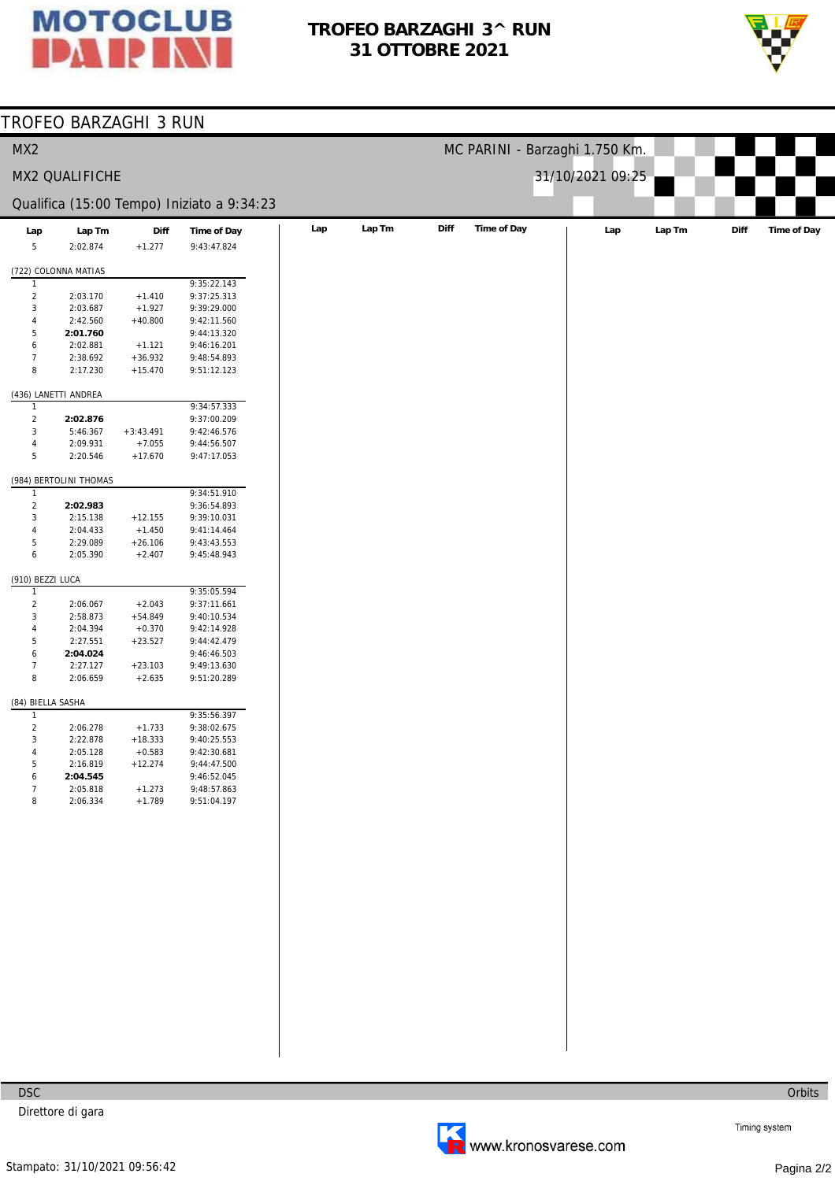# TROFEO BARZAGHI 3^ RUN
# 31 OTTOBRE 2021

## TROFEO BARZAGHI 3 RUN

MX2 — MC PARINI - Barzaghi 1.750 Km.

MX2 QUALIFICHE — 31/10/2021 09:25

Qualifica (15:00 Tempo) Iniziato a 9:34:23

| Lap | Lap Tm | Diff | Time of Day |
|---|---|---|---|
| 5 | 2:02.874 | +1.277 | 9:43:47.824 |

(722) COLONNA MATIAS

| Lap | Lap Tm | Diff | Time of Day |
|---|---|---|---|
| 1 | | | 9:35:22.143 |
| 2 | 2:03.170 | +1.410 | 9:37:25.313 |
| 3 | 2:03.687 | +1.927 | 9:39:29.000 |
| 4 | 2:42.560 | +40.800 | 9:42:11.560 |
| 5 | **2:01.760** | | 9:44:13.320 |
| 6 | 2:02.881 | +1.121 | 9:46:16.201 |
| 7 | 2:38.692 | +36.932 | 9:48:54.893 |
| 8 | 2:17.230 | +15.470 | 9:51:12.123 |

(436) LANETTI ANDREA

| Lap | Lap Tm | Diff | Time of Day |
|---|---|---|---|
| 1 | | | 9:34:57.333 |
| 2 | **2:02.876** | | 9:37:00.209 |
| 3 | 5:46.367 | +3:43.491 | 9:42:46.576 |
| 4 | 2:09.931 | +7.055 | 9:44:56.507 |
| 5 | 2:20.546 | +17.670 | 9:47:17.053 |

(984) BERTOLINI THOMAS

| Lap | Lap Tm | Diff | Time of Day |
|---|---|---|---|
| 1 | | | 9:34:51.910 |
| 2 | **2:02.983** | | 9:36:54.893 |
| 3 | 2:15.138 | +12.155 | 9:39:10.031 |
| 4 | 2:04.433 | +1.450 | 9:41:14.464 |
| 5 | 2:29.089 | +26.106 | 9:43:43.553 |
| 6 | 2:05.390 | +2.407 | 9:45:48.943 |

(910) BEZZI LUCA

| Lap | Lap Tm | Diff | Time of Day |
|---|---|---|---|
| 1 | | | 9:35:05.594 |
| 2 | 2:06.067 | +2.043 | 9:37:11.661 |
| 3 | 2:58.873 | +54.849 | 9:40:10.534 |
| 4 | 2:04.394 | +0.370 | 9:42:14.928 |
| 5 | 2:27.551 | +23.527 | 9:44:42.479 |
| 6 | **2:04.024** | | 9:46:46.503 |
| 7 | 2:27.127 | +23.103 | 9:49:13.630 |
| 8 | 2:06.659 | +2.635 | 9:51:20.289 |

(84) BIELLA SASHA

| Lap | Lap Tm | Diff | Time of Day |
|---|---|---|---|
| 1 | | | 9:35:56.397 |
| 2 | 2:06.278 | +1.733 | 9:38:02.675 |
| 3 | 2:22.878 | +18.333 | 9:40:25.553 |
| 4 | 2:05.128 | +0.583 | 9:42:30.681 |
| 5 | 2:16.819 | +12.274 | 9:44:47.500 |
| 6 | **2:04.545** | | 9:46:52.045 |
| 7 | 2:05.818 | +1.273 | 9:48:57.863 |
| 8 | 2:06.334 | +1.789 | 9:51:04.197 |

DSC — Orbits

Direttore di gara

www.kronosvarese.com — Timing system

Stampato: 31/10/2021 09:56:42